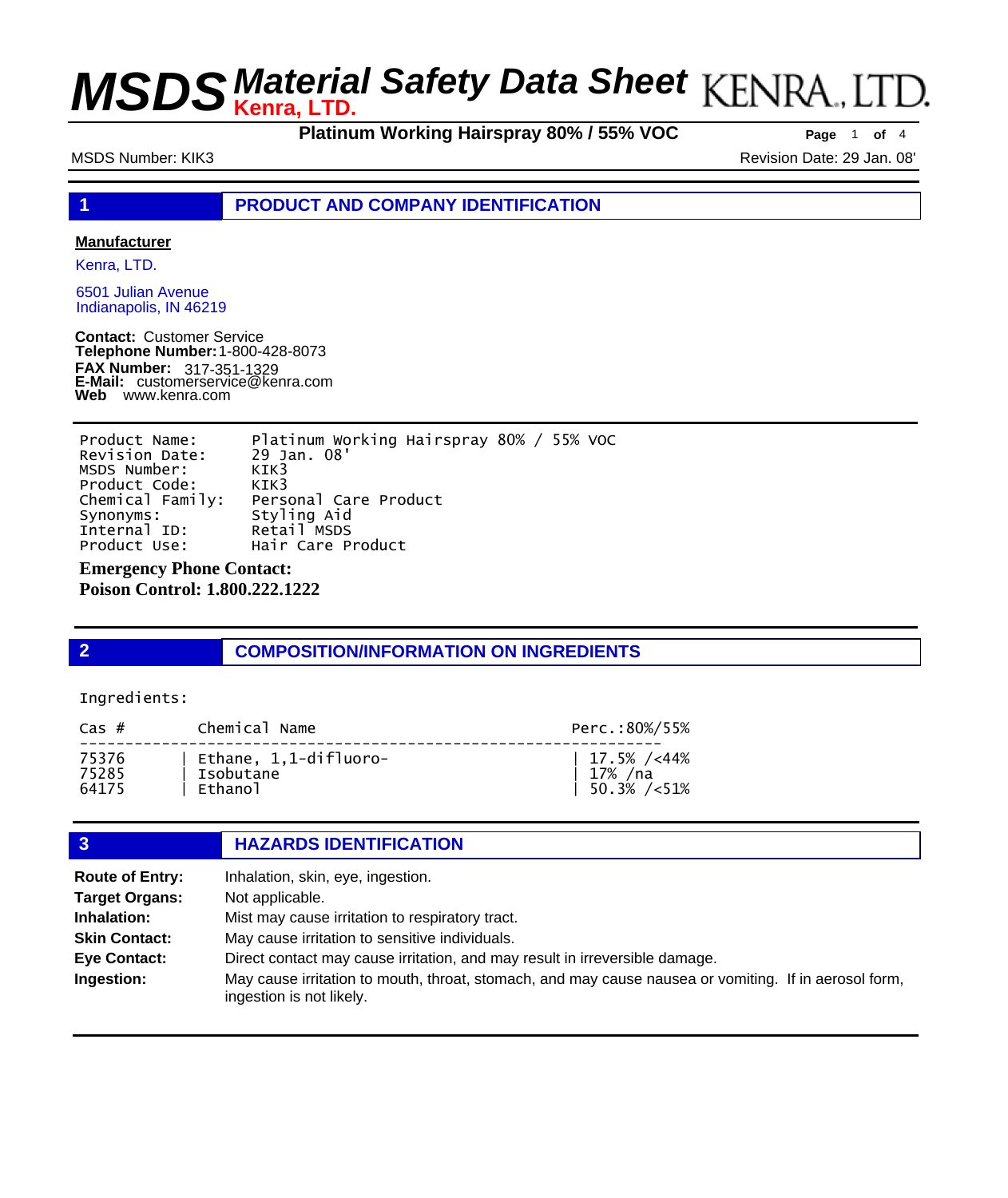# MSDS Material Safety Data Sheet

**Kenra, LTD.**

KENRA., LTD.

**Platinum Working Hairspray 80% / 55% VOC**

MSDS Number: KIK3

Revision Date: 29 Jan. 08'

## 1 PRODUCT AND COMPANY IDENTIFICATION

**Manufacturer**

Kenra, LTD.

6501 Julian Avenue
Indianapolis, IN 46219

**Contact:** Customer Service
**Telephone Number:** 1-800-428-8073
**FAX Number:** 317-351-1329
**E-Mail:** customerservice@kenra.com
**Web** www.kenra.com

```
Product Name:      Platinum Working Hairspray 80% / 55% VOC
Revision Date:     29 Jan. 08'
MSDS Number:       KIK3
Product Code:      KIK3
Chemical Family:   Personal Care Product
Synonyms:          Styling Aid
Internal ID:       Retail MSDS
Product Use:       Hair Care Product
```

**Emergency Phone Contact:**
**Poison Control: 1.800.222.1222**

## 2 COMPOSITION/INFORMATION ON INGREDIENTS

Ingredients:

| Cas # | Chemical Name | Perc.:80%/55% |
|---|---|---|
| 75376 | Ethane, 1,1-difluoro- | 17.5% /<44% |
| 75285 | Isobutane | 17% /na |
| 64175 | Ethanol | 50.3% /<51% |

## 3 HAZARDS IDENTIFICATION

**Route of Entry:** Inhalation, skin, eye, ingestion.

**Target Organs:** Not applicable.

**Inhalation:** Mist may cause irritation to respiratory tract.

**Skin Contact:** May cause irritation to sensitive individuals.

**Eye Contact:** Direct contact may cause irritation, and may result in irreversible damage.

**Ingestion:** May cause irritation to mouth, throat, stomach, and may cause nausea or vomiting. If in aerosol form, ingestion is not likely.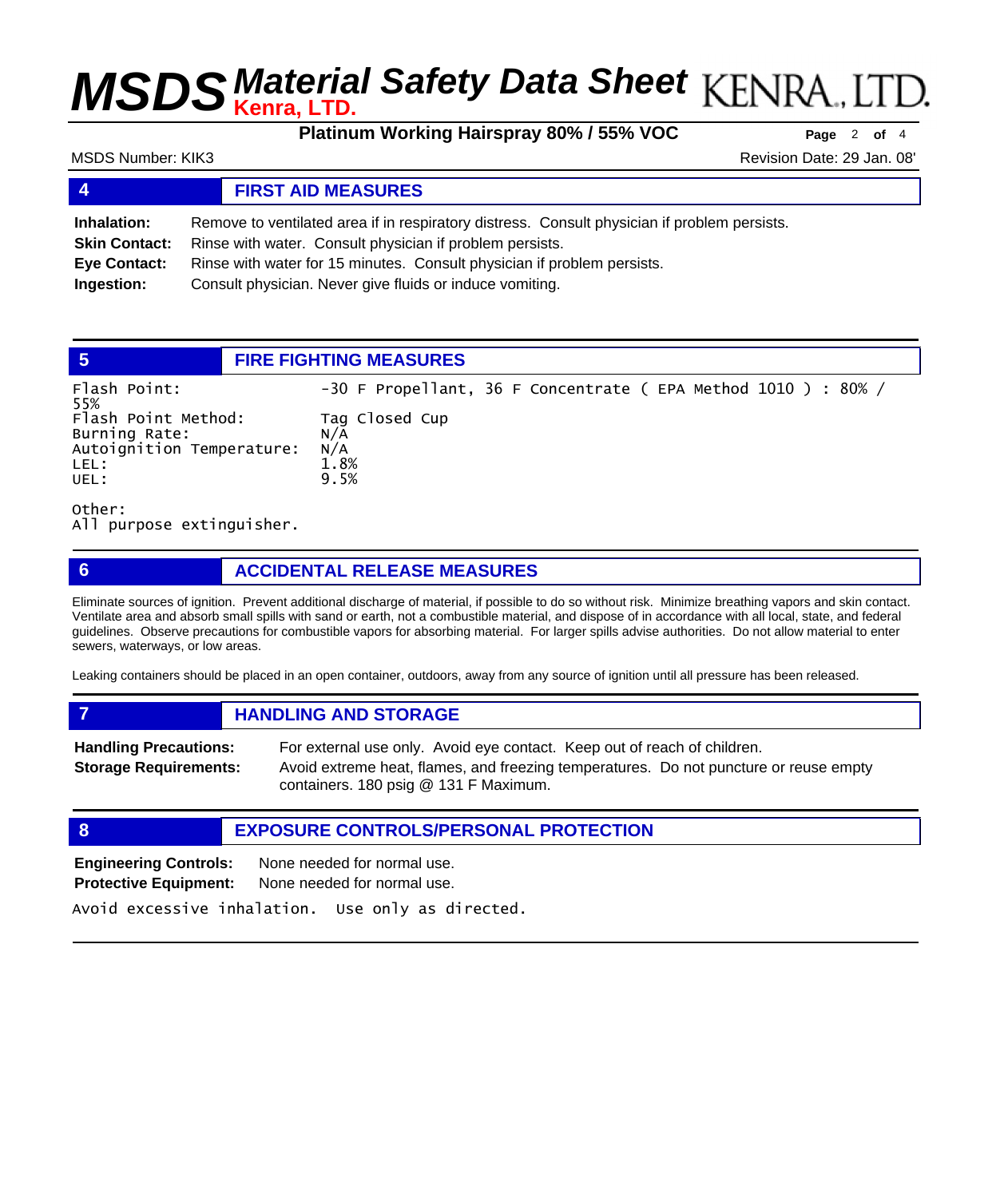# MSDS Material Safety Data Sheet

**Kenra, LTD.**

KENRA., LTD.

**Platinum Working Hairspray 80% / 55% VOC**

MSDS Number: KIK3

Revision Date: 29 Jan. 08'

## 4 FIRST AID MEASURES

**Inhalation:** Remove to ventilated area if in respiratory distress. Consult physician if problem persists.

**Skin Contact:** Rinse with water. Consult physician if problem persists.

**Eye Contact:** Rinse with water for 15 minutes. Consult physician if problem persists.

**Ingestion:** Consult physician. Never give fluids or induce vomiting.

## 5 FIRE FIGHTING MEASURES

Flash Point: -30 F Propellant, 36 F Concentrate ( EPA Method 1010 ) : 80% / 55%

Flash Point Method: Tag Closed Cup

Burning Rate: N/A

Autoignition Temperature: N/A

LEL: 1.8%

UEL: 9.5%

Other:
All purpose extinguisher.

## 6 ACCIDENTAL RELEASE MEASURES

Eliminate sources of ignition. Prevent additional discharge of material, if possible to do so without risk. Minimize breathing vapors and skin contact. Ventilate area and absorb small spills with sand or earth, not a combustible material, and dispose of in accordance with all local, state, and federal guidelines. Observe precautions for combustible vapors for absorbing material. For larger spills advise authorities. Do not allow material to enter sewers, waterways, or low areas.

Leaking containers should be placed in an open container, outdoors, away from any source of ignition until all pressure has been released.

## 7 HANDLING AND STORAGE

**Handling Precautions:** For external use only. Avoid eye contact. Keep out of reach of children.

**Storage Requirements:** Avoid extreme heat, flames, and freezing temperatures. Do not puncture or reuse empty containers. 180 psig @ 131 F Maximum.

## 8 EXPOSURE CONTROLS/PERSONAL PROTECTION

**Engineering Controls:** None needed for normal use.

**Protective Equipment:** None needed for normal use.

Avoid excessive inhalation. Use only as directed.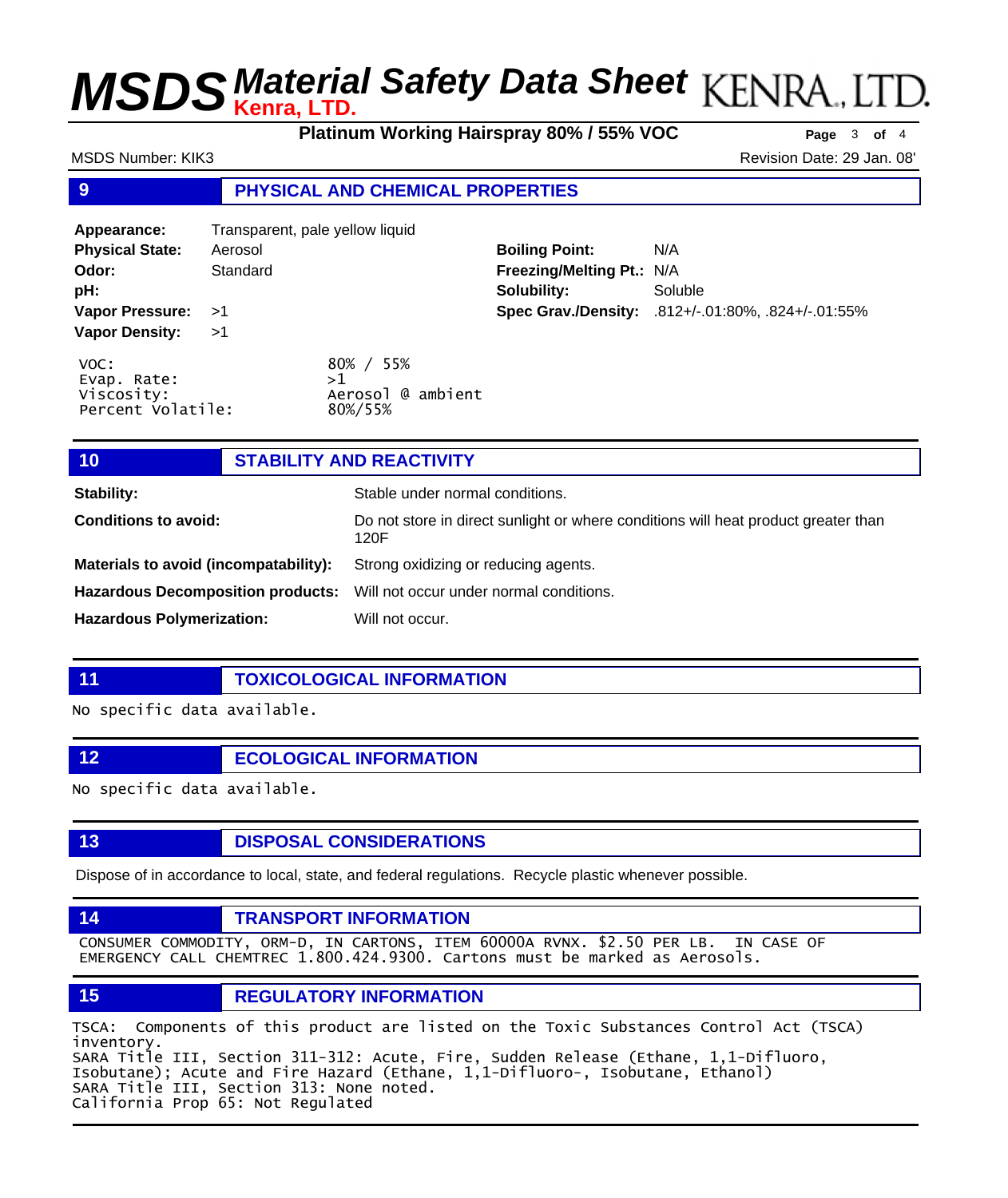# MSDS Material Safety Data Sheet

**Kenra, LTD.**

KENRA., LTD.

**Platinum Working Hairspray 80% / 55% VOC**

MSDS Number: KIK3

Revision Date: 29 Jan. 08'

## 9 PHYSICAL AND CHEMICAL PROPERTIES

| | | | |
|---|---|---|---|
| **Appearance:** | Transparent, pale yellow liquid | | |
| **Physical State:** | Aerosol | **Boiling Point:** | N/A |
| **Odor:** | Standard | **Freezing/Melting Pt.:** | N/A |
| **pH:** | | **Solubility:** | Soluble |
| **Vapor Pressure:** | >1 | **Spec Grav./Density:** | .812+/-.01:80%, .824+/-.01:55% |
| **Vapor Density:** | >1 | | |

```
VOC:                    80% / 55%
Evap. Rate:             >1
Viscosity:              Aerosol @ ambient
Percent Volatile:       80%/55%
```

## 10 STABILITY AND REACTIVITY

**Stability:** Stable under normal conditions.

**Conditions to avoid:** Do not store in direct sunlight or where conditions will heat product greater than 120F

**Materials to avoid (incompatability):** Strong oxidizing or reducing agents.

**Hazardous Decomposition products:** Will not occur under normal conditions.

**Hazardous Polymerization:** Will not occur.

## 11 TOXICOLOGICAL INFORMATION

No specific data available.

## 12 ECOLOGICAL INFORMATION

No specific data available.

## 13 DISPOSAL CONSIDERATIONS

Dispose of in accordance to local, state, and federal regulations. Recycle plastic whenever possible.

## 14 TRANSPORT INFORMATION

CONSUMER COMMODITY, ORM-D, IN CARTONS, ITEM 60000A RVNX. $2.50 PER LB. IN CASE OF EMERGENCY CALL CHEMTREC 1.800.424.9300. Cartons must be marked as Aerosols.

## 15 REGULATORY INFORMATION

TSCA: Components of this product are listed on the Toxic Substances Control Act (TSCA) inventory.
SARA Title III, Section 311-312: Acute, Fire, Sudden Release (Ethane, 1,1-Difluoro, Isobutane); Acute and Fire Hazard (Ethane, 1,1-Difluoro-, Isobutane, Ethanol)
SARA Title III, Section 313: None noted.
California Prop 65: Not Regulated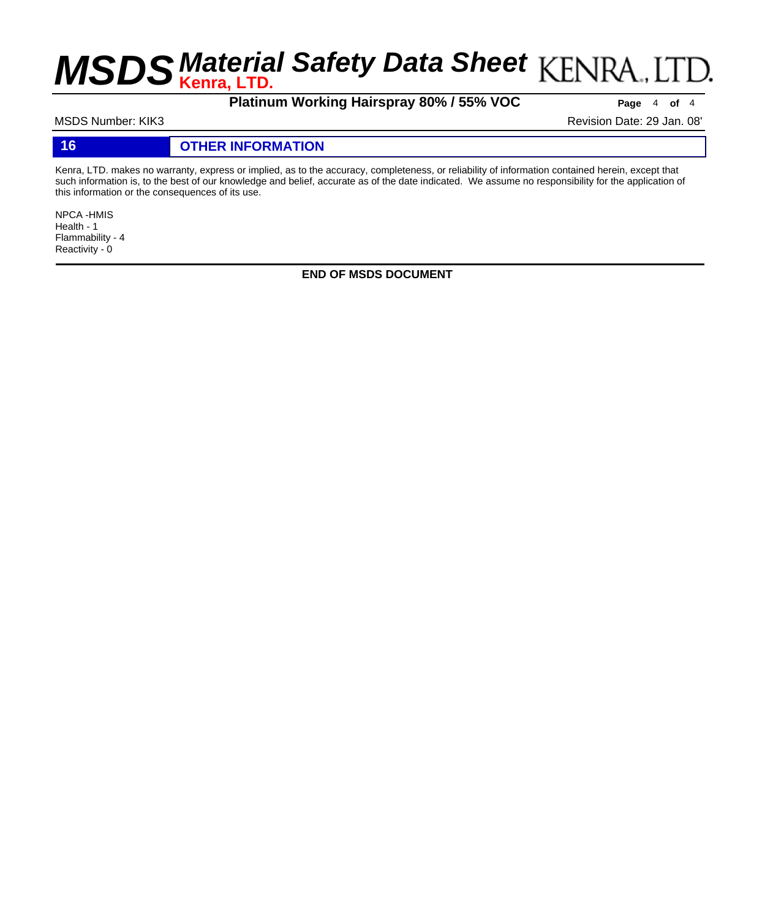## 16 OTHER INFORMATION

Kenra, LTD. makes no warranty, express or implied, as to the accuracy, completeness, or reliability of information contained herein, except that such information is, to the best of our knowledge and belief, accurate as of the date indicated. We assume no responsibility for the application of this information or the consequences of its use.

NPCA -HMIS
Health - 1
Flammability - 4
Reactivity - 0

**END OF MSDS DOCUMENT**